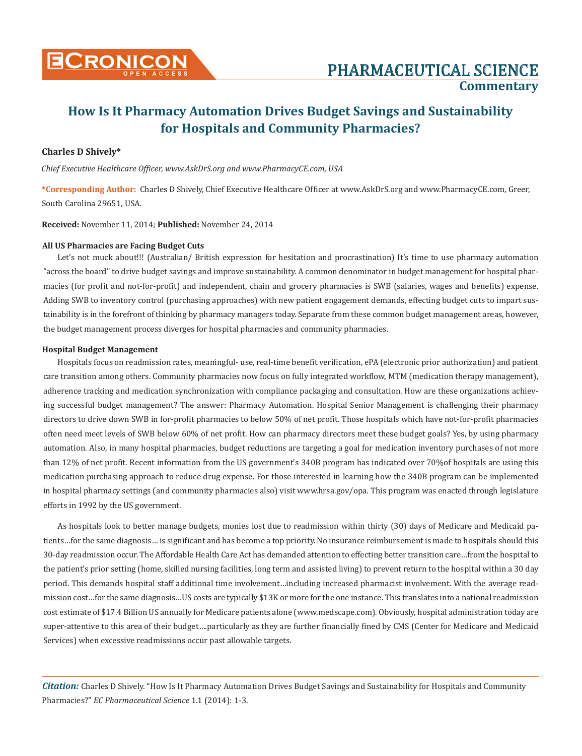# How Is It Pharmacy Automation Drives Budget Savings and Sustainability for Hospitals and Community Pharmacies?

**Charles D Shively***

*Chief Executive Healthcare Officer, www.AskDrS.org and www.PharmacyCE.com, USA*

***Corresponding Author:** Charles D Shively, Chief Executive Healthcare Officer at www.AskDrS.org and www.PharmacyCE.com, Greer, South Carolina 29651, USA.

**Received:** November 11, 2014; **Published:** November 24, 2014

### All US Pharmacies are Facing Budget Cuts

Let's not muck about!!! (Australian/ British expression for hesitation and procrastination) It's time to use pharmacy automation "across the board" to drive budget savings and improve sustainability. A common denominator in budget management for hospital pharmacies (for profit and not-for-profit) and independent, chain and grocery pharmacies is SWB (salaries, wages and benefits) expense. Adding SWB to inventory control (purchasing approaches) with new patient engagement demands, effecting budget cuts to impart sustainability is in the forefront of thinking by pharmacy managers today. Separate from these common budget management areas, however, the budget management process diverges for hospital pharmacies and community pharmacies.

### Hospital Budget Management

Hospitals focus on readmission rates, meaningful- use, real-time benefit verification, ePA (electronic prior authorization) and patient care transition among others. Community pharmacies now focus on fully integrated workflow, MTM (medication therapy management), adherence tracking and medication synchronization with compliance packaging and consultation. How are these organizations achieving successful budget management? The answer: Pharmacy Automation. Hospital Senior Management is challenging their pharmacy directors to drive down SWB in for-profit pharmacies to below 50% of net profit. Those hospitals which have not-for-profit pharmacies often need meet levels of SWB below 60% of net profit. How can pharmacy directors meet these budget goals? Yes, by using pharmacy automation. Also, in many hospital pharmacies, budget reductions are targeting a goal for medication inventory purchases of not more than 12% of net profit. Recent information from the US government's 340B program has indicated over 70%of hospitals are using this medication purchasing approach to reduce drug expense. For those interested in learning how the 340B program can be implemented in hospital pharmacy settings (and community pharmacies also) visit www.hrsa.gov/opa. This program was enacted through legislature efforts in 1992 by the US government.

As hospitals look to better manage budgets, monies lost due to readmission within thirty (30) days of Medicare and Medicaid patients…for the same diagnosis… is significant and has become a top priority. No insurance reimbursement is made to hospitals should this 30-day readmission occur. The Affordable Health Care Act has demanded attention to effecting better transition care…from the hospital to the patient's prior setting (home, skilled nursing facilities, long term and assisted living) to prevent return to the hospital within a 30 day period. This demands hospital staff additional time involvement…including increased pharmacist involvement. With the average readmission cost…for the same diagnosis…US costs are typically $13K or more for the one instance. This translates into a national readmission cost estimate of $17.4 Billion US annually for Medicare patients alone (www.medscape.com). Obviously, hospital administration today are super-attentive to this area of their budget….particularly as they are further financially fined by CMS (Center for Medicare and Medicaid Services) when excessive readmissions occur past allowable targets.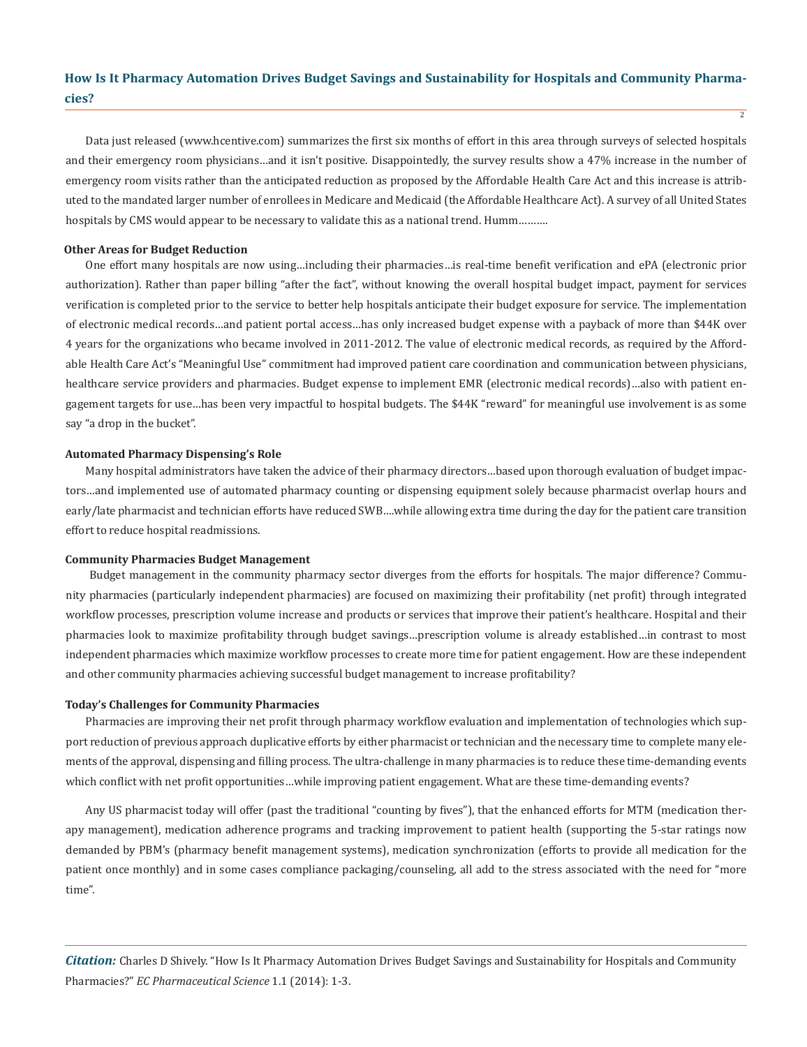Data just released (www.hcentive.com) summarizes the first six months of effort in this area through surveys of selected hospitals and their emergency room physicians…and it isn't positive. Disappointedly, the survey results show a 47% increase in the number of emergency room visits rather than the anticipated reduction as proposed by the Affordable Health Care Act and this increase is attributed to the mandated larger number of enrollees in Medicare and Medicaid (the Affordable Healthcare Act). A survey of all United States hospitals by CMS would appear to be necessary to validate this as a national trend. Humm……….

**Other Areas for Budget Reduction**

One effort many hospitals are now using…including their pharmacies…is real-time benefit verification and ePA (electronic prior authorization). Rather than paper billing "after the fact", without knowing the overall hospital budget impact, payment for services verification is completed prior to the service to better help hospitals anticipate their budget exposure for service. The implementation of electronic medical records…and patient portal access…has only increased budget expense with a payback of more than $44K over 4 years for the organizations who became involved in 2011-2012. The value of electronic medical records, as required by the Affordable Health Care Act's "Meaningful Use" commitment had improved patient care coordination and communication between physicians, healthcare service providers and pharmacies. Budget expense to implement EMR (electronic medical records)…also with patient engagement targets for use…has been very impactful to hospital budgets. The $44K "reward" for meaningful use involvement is as some say "a drop in the bucket".

**Automated Pharmacy Dispensing's Role**

Many hospital administrators have taken the advice of their pharmacy directors…based upon thorough evaluation of budget impactors…and implemented use of automated pharmacy counting or dispensing equipment solely because pharmacist overlap hours and early/late pharmacist and technician efforts have reduced SWB….while allowing extra time during the day for the patient care transition effort to reduce hospital readmissions.

**Community Pharmacies Budget Management**

Budget management in the community pharmacy sector diverges from the efforts for hospitals. The major difference? Community pharmacies (particularly independent pharmacies) are focused on maximizing their profitability (net profit) through integrated workflow processes, prescription volume increase and products or services that improve their patient's healthcare. Hospital and their pharmacies look to maximize profitability through budget savings…prescription volume is already established…in contrast to most independent pharmacies which maximize workflow processes to create more time for patient engagement. How are these independent and other community pharmacies achieving successful budget management to increase profitability?

**Today's Challenges for Community Pharmacies**

Pharmacies are improving their net profit through pharmacy workflow evaluation and implementation of technologies which support reduction of previous approach duplicative efforts by either pharmacist or technician and the necessary time to complete many elements of the approval, dispensing and filling process. The ultra-challenge in many pharmacies is to reduce these time-demanding events which conflict with net profit opportunities…while improving patient engagement. What are these time-demanding events?

Any US pharmacist today will offer (past the traditional "counting by fives"), that the enhanced efforts for MTM (medication therapy management), medication adherence programs and tracking improvement to patient health (supporting the 5-star ratings now demanded by PBM's (pharmacy benefit management systems), medication synchronization (efforts to provide all medication for the patient once monthly) and in some cases compliance packaging/counseling, all add to the stress associated with the need for "more time".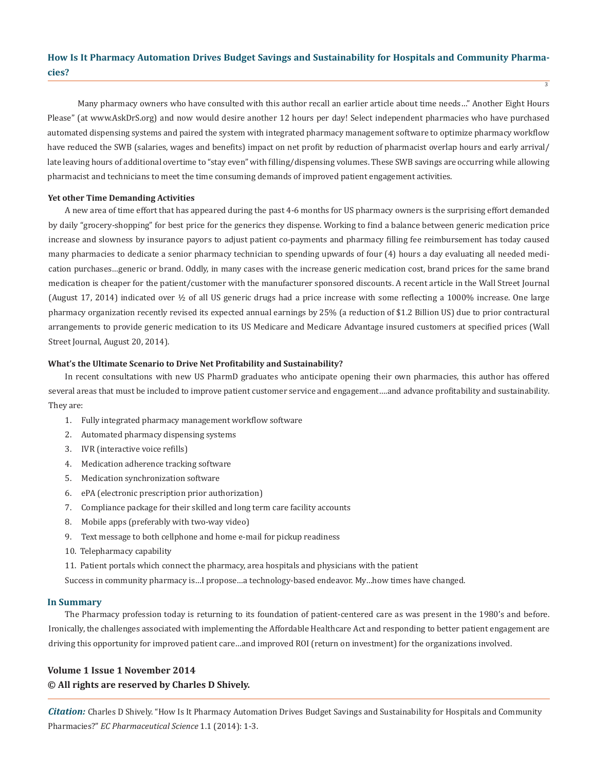Many pharmacy owners who have consulted with this author recall an earlier article about time needs…" Another Eight Hours Please" (at www.AskDrS.org) and now would desire another 12 hours per day! Select independent pharmacies who have purchased automated dispensing systems and paired the system with integrated pharmacy management software to optimize pharmacy workflow have reduced the SWB (salaries, wages and benefits) impact on net profit by reduction of pharmacist overlap hours and early arrival/late leaving hours of additional overtime to "stay even" with filling/dispensing volumes. These SWB savings are occurring while allowing pharmacist and technicians to meet the time consuming demands of improved patient engagement activities.

**Yet other Time Demanding Activities**

A new area of time effort that has appeared during the past 4-6 months for US pharmacy owners is the surprising effort demanded by daily "grocery-shopping" for best price for the generics they dispense. Working to find a balance between generic medication price increase and slowness by insurance payors to adjust patient co-payments and pharmacy filling fee reimbursement has today caused many pharmacies to dedicate a senior pharmacy technician to spending upwards of four (4) hours a day evaluating all needed medication purchases…generic or brand. Oddly, in many cases with the increase generic medication cost, brand prices for the same brand medication is cheaper for the patient/customer with the manufacturer sponsored discounts. A recent article in the Wall Street Journal (August 17, 2014) indicated over ½ of all US generic drugs had a price increase with some reflecting a 1000% increase. One large pharmacy organization recently revised its expected annual earnings by 25% (a reduction of $1.2 Billion US) due to prior contractural arrangements to provide generic medication to its US Medicare and Medicare Advantage insured customers at specified prices (Wall Street Journal, August 20, 2014).

**What's the Ultimate Scenario to Drive Net Profitability and Sustainability?**

In recent consultations with new US PharmD graduates who anticipate opening their own pharmacies, this author has offered several areas that must be included to improve patient customer service and engagement….and advance profitability and sustainability. They are:

1. Fully integrated pharmacy management workflow software
2. Automated pharmacy dispensing systems
3. IVR (interactive voice refills)
4. Medication adherence tracking software
5. Medication synchronization software
6. ePA (electronic prescription prior authorization)
7. Compliance package for their skilled and long term care facility accounts
8. Mobile apps (preferably with two-way video)
9. Text message to both cellphone and home e-mail for pickup readiness
10. Telepharmacy capability
11. Patient portals which connect the pharmacy, area hospitals and physicians with the patient

Success in community pharmacy is…I propose…a technology-based endeavor. My…how times have changed.

## In Summary

The Pharmacy profession today is returning to its foundation of patient-centered care as was present in the 1980's and before. Ironically, the challenges associated with implementing the Affordable Healthcare Act and responding to better patient engagement are driving this opportunity for improved patient care…and improved ROI (return on investment) for the organizations involved.

**Volume 1 Issue 1 November 2014**
**© All rights are reserved by Charles D Shively.**

***Citation:*** Charles D Shively. "How Is It Pharmacy Automation Drives Budget Savings and Sustainability for Hospitals and Community Pharmacies?" *EC Pharmaceutical Science* 1.1 (2014): 1-3.